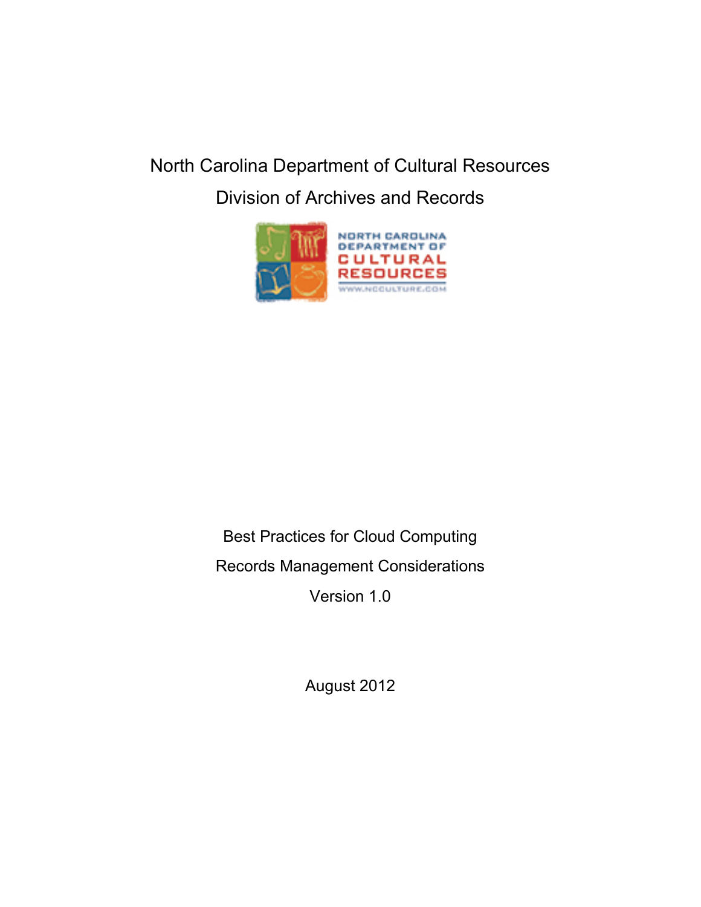North Carolina Department of Cultural Resources

Division of Archives and Records

# Best Practices for Cloud Computing

## Records Management Considerations

Version 1.0

August 2012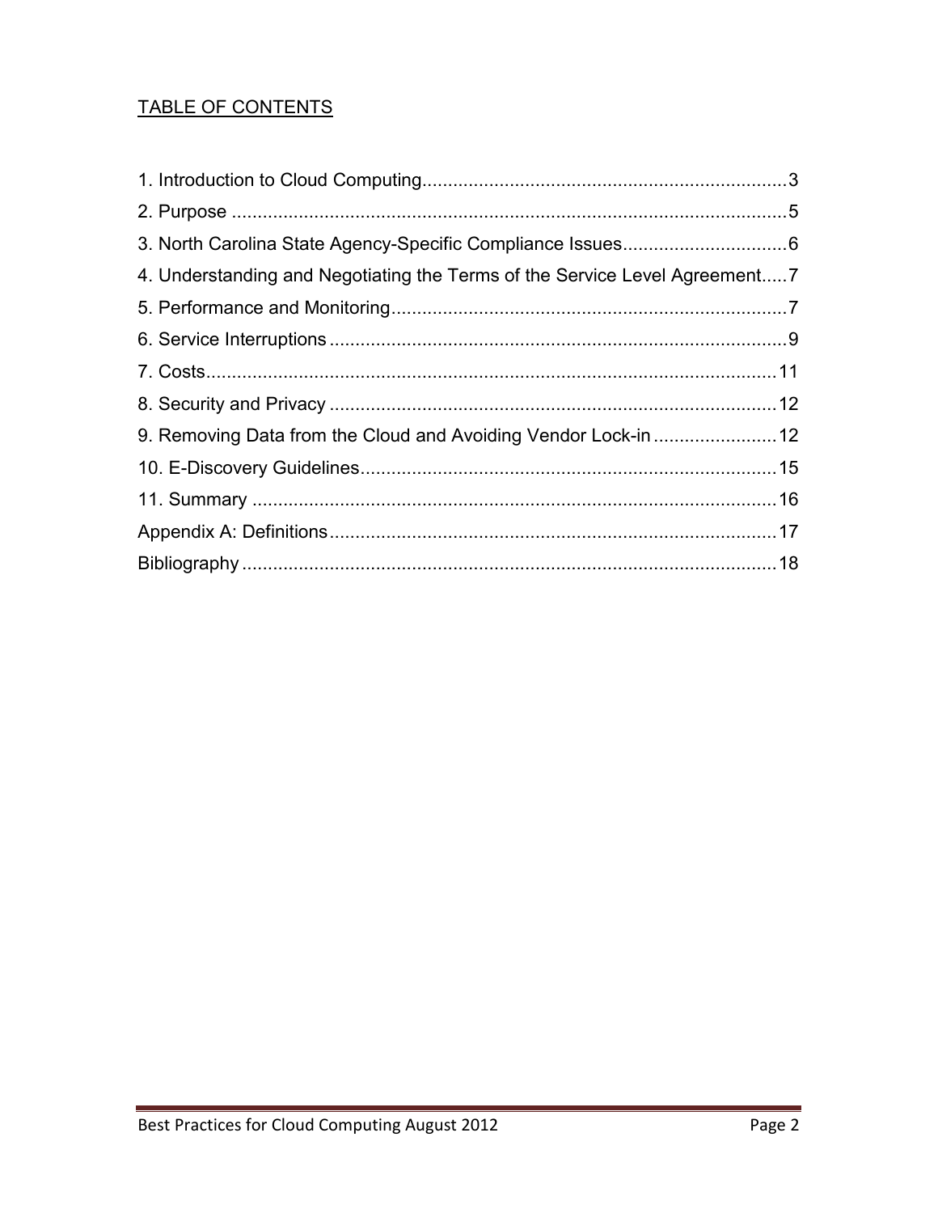## TABLE OF CONTENTS

1. Introduction to Cloud Computing......................................................................3
2. Purpose ............................................................................................................5
3. North Carolina State Agency-Specific Compliance Issues................................6
4. Understanding and Negotiating the Terms of the Service Level Agreement.....7
5. Performance and Monitoring.............................................................................7
6. Service Interruptions ........................................................................................9
7. Costs...............................................................................................................11
8. Security and Privacy .......................................................................................12
9. Removing Data from the Cloud and Avoiding Vendor Lock-in ........................12
10. E-Discovery Guidelines.................................................................................15
11. Summary ......................................................................................................16

Appendix A: Definitions......................................................................................17

Bibliography ........................................................................................................18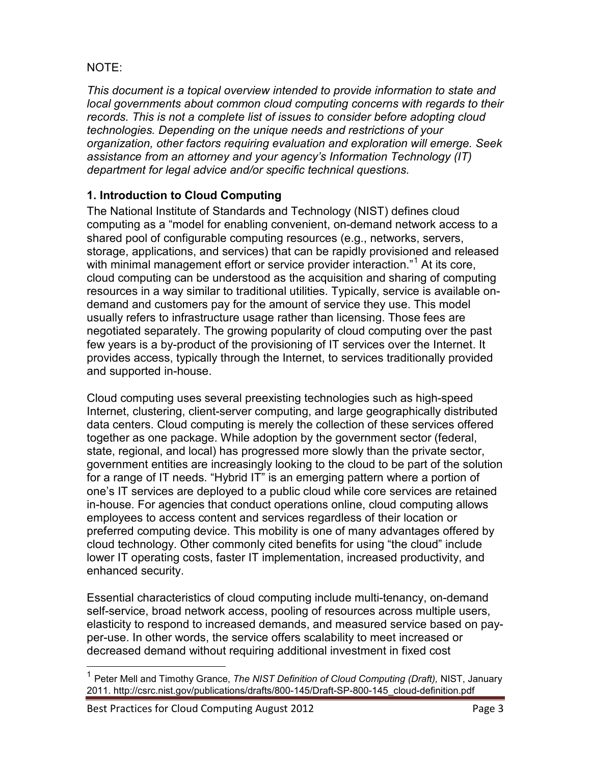NOTE:

*This document is a topical overview intended to provide information to state and local governments about common cloud computing concerns with regards to their records. This is not a complete list of issues to consider before adopting cloud technologies. Depending on the unique needs and restrictions of your organization, other factors requiring evaluation and exploration will emerge. Seek assistance from an attorney and your agency's Information Technology (IT) department for legal advice and/or specific technical questions.*

## 1. Introduction to Cloud Computing

The National Institute of Standards and Technology (NIST) defines cloud computing as a "model for enabling convenient, on-demand network access to a shared pool of configurable computing resources (e.g., networks, servers, storage, applications, and services) that can be rapidly provisioned and released with minimal management effort or service provider interaction."[1] At its core, cloud computing can be understood as the acquisition and sharing of computing resources in a way similar to traditional utilities. Typically, service is available on-demand and customers pay for the amount of service they use. This model usually refers to infrastructure usage rather than licensing. Those fees are negotiated separately. The growing popularity of cloud computing over the past few years is a by-product of the provisioning of IT services over the Internet. It provides access, typically through the Internet, to services traditionally provided and supported in-house.

Cloud computing uses several preexisting technologies such as high-speed Internet, clustering, client-server computing, and large geographically distributed data centers. Cloud computing is merely the collection of these services offered together as one package. While adoption by the government sector (federal, state, regional, and local) has progressed more slowly than the private sector, government entities are increasingly looking to the cloud to be part of the solution for a range of IT needs. "Hybrid IT" is an emerging pattern where a portion of one's IT services are deployed to a public cloud while core services are retained in-house. For agencies that conduct operations online, cloud computing allows employees to access content and services regardless of their location or preferred computing device. This mobility is one of many advantages offered by cloud technology. Other commonly cited benefits for using "the cloud" include lower IT operating costs, faster IT implementation, increased productivity, and enhanced security.

Essential characteristics of cloud computing include multi-tenancy, on-demand self-service, broad network access, pooling of resources across multiple users, elasticity to respond to increased demands, and measured service based on pay-per-use. In other words, the service offers scalability to meet increased or decreased demand without requiring additional investment in fixed cost

---

[1] Peter Mell and Timothy Grance, *The NIST Definition of Cloud Computing (Draft),* NIST, January 2011. http://csrc.nist.gov/publications/drafts/800-145/Draft-SP-800-145_cloud-definition.pdf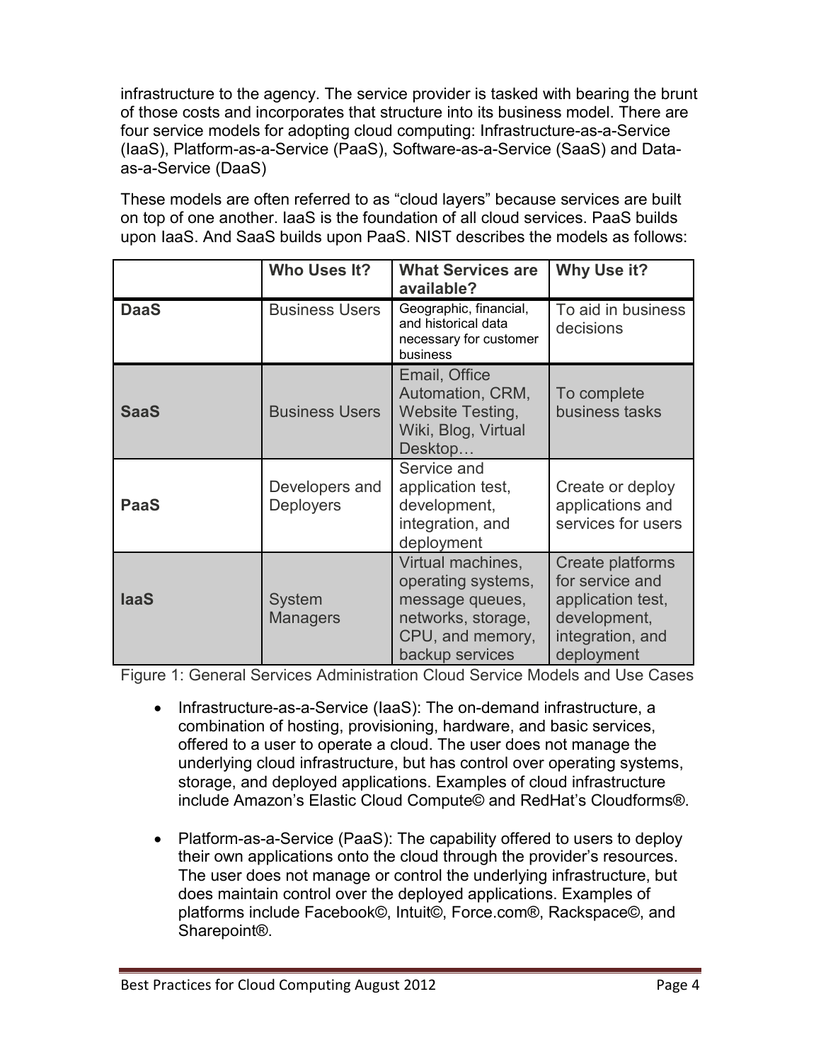infrastructure to the agency. The service provider is tasked with bearing the brunt of those costs and incorporates that structure into its business model. There are four service models for adopting cloud computing: Infrastructure-as-a-Service (IaaS), Platform-as-a-Service (PaaS), Software-as-a-Service (SaaS) and Data-as-a-Service (DaaS)

These models are often referred to as "cloud layers" because services are built on top of one another. IaaS is the foundation of all cloud services. PaaS builds upon IaaS. And SaaS builds upon PaaS. NIST describes the models as follows:

| | Who Uses It? | What Services are available? | Why Use it? |
|---|---|---|---|
| **DaaS** | Business Users | Geographic, financial, and historical data necessary for customer business | To aid in business decisions |
| **SaaS** | Business Users | Email, Office Automation, CRM, Website Testing, Wiki, Blog, Virtual Desktop… | To complete business tasks |
| **PaaS** | Developers and Deployers | Service and application test, development, integration, and deployment | Create or deploy applications and services for users |
| **IaaS** | System Managers | Virtual machines, operating systems, message queues, networks, storage, CPU, and memory, backup services | Create platforms for service and application test, development, integration, and deployment |

Figure 1: General Services Administration Cloud Service Models and Use Cases

- Infrastructure-as-a-Service (IaaS): The on-demand infrastructure, a combination of hosting, provisioning, hardware, and basic services, offered to a user to operate a cloud. The user does not manage the underlying cloud infrastructure, but has control over operating systems, storage, and deployed applications. Examples of cloud infrastructure include Amazon's Elastic Cloud Compute© and RedHat's Cloudforms®.

- Platform-as-a-Service (PaaS): The capability offered to users to deploy their own applications onto the cloud through the provider's resources. The user does not manage or control the underlying infrastructure, but does maintain control over the deployed applications. Examples of platforms include Facebook©, Intuit©, Force.com®, Rackspace©, and Sharepoint®.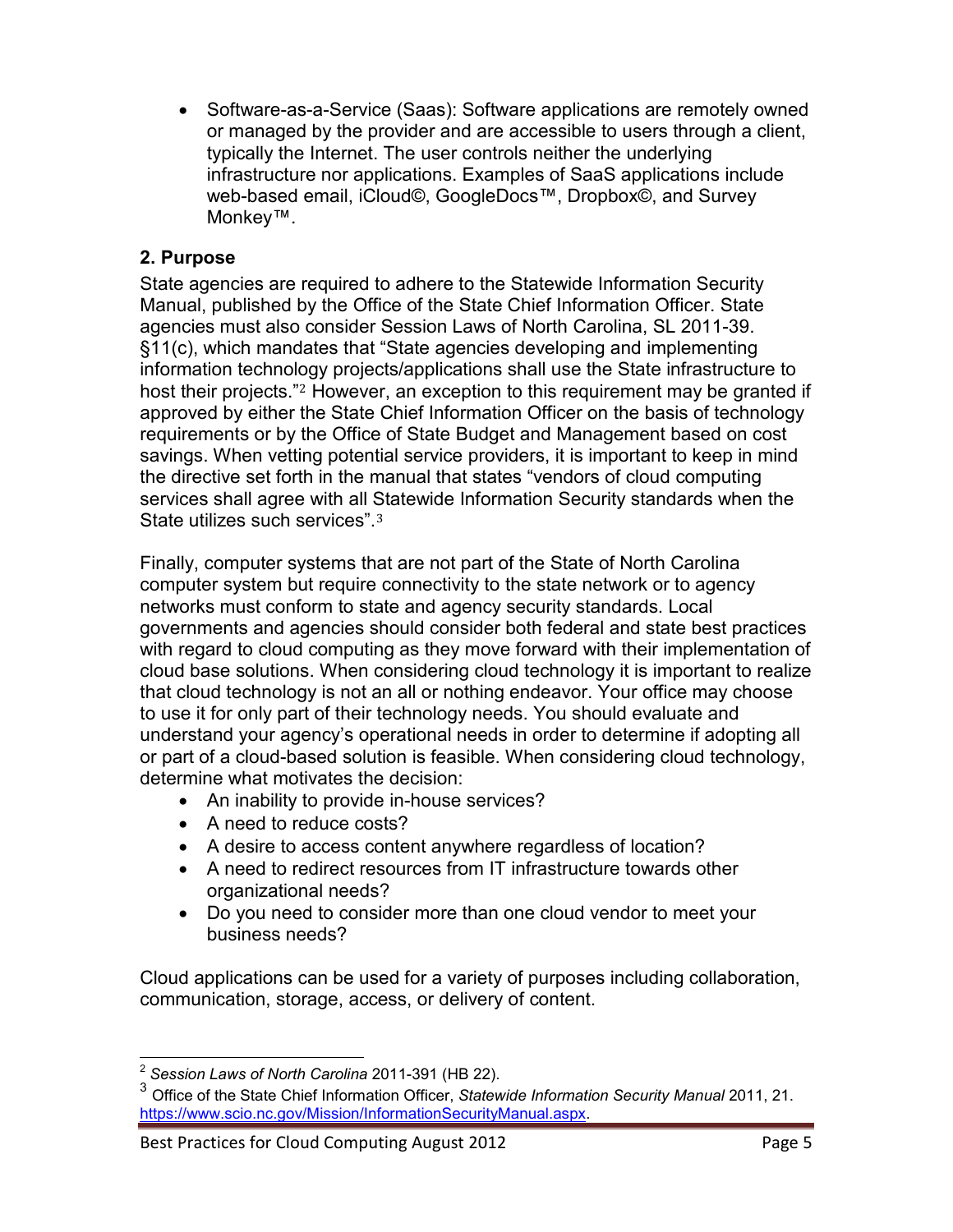- Software-as-a-Service (Saas): Software applications are remotely owned or managed by the provider and are accessible to users through a client, typically the Internet. The user controls neither the underlying infrastructure nor applications. Examples of SaaS applications include web-based email, iCloud©, GoogleDocs™, Dropbox©, and Survey Monkey™.

**2. Purpose**

State agencies are required to adhere to the Statewide Information Security Manual, published by the Office of the State Chief Information Officer. State agencies must also consider Session Laws of North Carolina, SL 2011-39. §11(c), which mandates that "State agencies developing and implementing information technology projects/applications shall use the State infrastructure to host their projects."[2] However, an exception to this requirement may be granted if approved by either the State Chief Information Officer on the basis of technology requirements or by the Office of State Budget and Management based on cost savings. When vetting potential service providers, it is important to keep in mind the directive set forth in the manual that states "vendors of cloud computing services shall agree with all Statewide Information Security standards when the State utilizes such services".[3]

Finally, computer systems that are not part of the State of North Carolina computer system but require connectivity to the state network or to agency networks must conform to state and agency security standards. Local governments and agencies should consider both federal and state best practices with regard to cloud computing as they move forward with their implementation of cloud base solutions. When considering cloud technology it is important to realize that cloud technology is not an all or nothing endeavor. Your office may choose to use it for only part of their technology needs. You should evaluate and understand your agency's operational needs in order to determine if adopting all or part of a cloud-based solution is feasible. When considering cloud technology, determine what motivates the decision:

- An inability to provide in-house services?
- A need to reduce costs?
- A desire to access content anywhere regardless of location?
- A need to redirect resources from IT infrastructure towards other organizational needs?
- Do you need to consider more than one cloud vendor to meet your business needs?

Cloud applications can be used for a variety of purposes including collaboration, communication, storage, access, or delivery of content.

---

[2] *Session Laws of North Carolina* 2011-391 (HB 22).

[3] Office of the State Chief Information Officer, *Statewide Information Security Manual* 2011, 21. https://www.scio.nc.gov/Mission/InformationSecurityManual.aspx.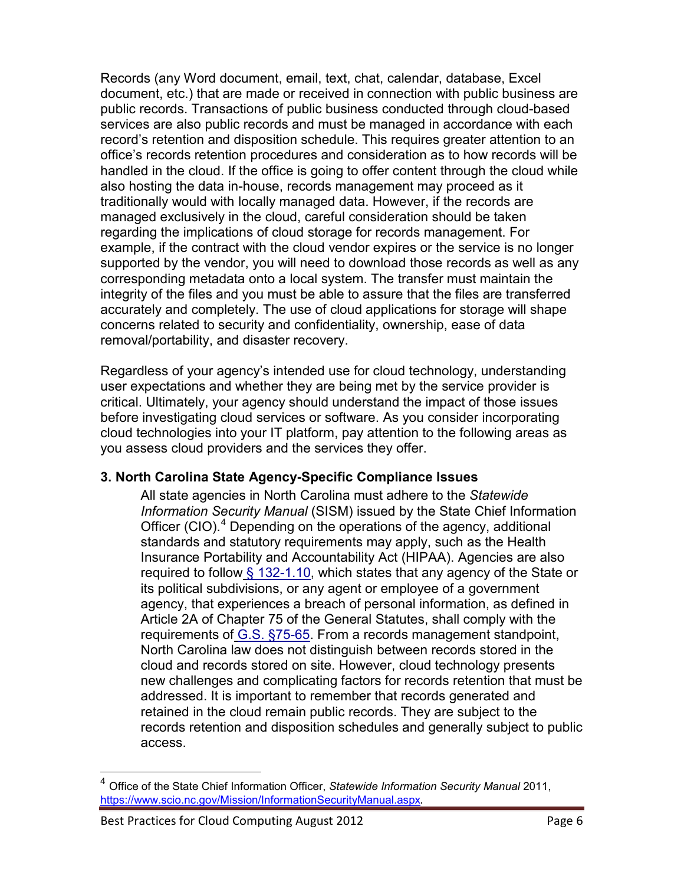Records (any Word document, email, text, chat, calendar, database, Excel document, etc.) that are made or received in connection with public business are public records. Transactions of public business conducted through cloud-based services are also public records and must be managed in accordance with each record's retention and disposition schedule. This requires greater attention to an office's records retention procedures and consideration as to how records will be handled in the cloud. If the office is going to offer content through the cloud while also hosting the data in-house, records management may proceed as it traditionally would with locally managed data. However, if the records are managed exclusively in the cloud, careful consideration should be taken regarding the implications of cloud storage for records management. For example, if the contract with the cloud vendor expires or the service is no longer supported by the vendor, you will need to download those records as well as any corresponding metadata onto a local system. The transfer must maintain the integrity of the files and you must be able to assure that the files are transferred accurately and completely. The use of cloud applications for storage will shape concerns related to security and confidentiality, ownership, ease of data removal/portability, and disaster recovery.

Regardless of your agency's intended use for cloud technology, understanding user expectations and whether they are being met by the service provider is critical. Ultimately, your agency should understand the impact of those issues before investigating cloud services or software. As you consider incorporating cloud technologies into your IT platform, pay attention to the following areas as you assess cloud providers and the services they offer.

### 3. North Carolina State Agency-Specific Compliance Issues

All state agencies in North Carolina must adhere to the *Statewide Information Security Manual* (SISM) issued by the State Chief Information Officer (CIO).[4] Depending on the operations of the agency, additional standards and statutory requirements may apply, such as the Health Insurance Portability and Accountability Act (HIPAA). Agencies are also required to follow § 132-1.10, which states that any agency of the State or its political subdivisions, or any agent or employee of a government agency, that experiences a breach of personal information, as defined in Article 2A of Chapter 75 of the General Statutes, shall comply with the requirements of G.S. §75-65. From a records management standpoint, North Carolina law does not distinguish between records stored in the cloud and records stored on site. However, cloud technology presents new challenges and complicating factors for records retention that must be addressed. It is important to remember that records generated and retained in the cloud remain public records. They are subject to the records retention and disposition schedules and generally subject to public access.

---

[4] Office of the State Chief Information Officer, *Statewide Information Security Manual* 2011, https://www.scio.nc.gov/Mission/InformationSecurityManual.aspx.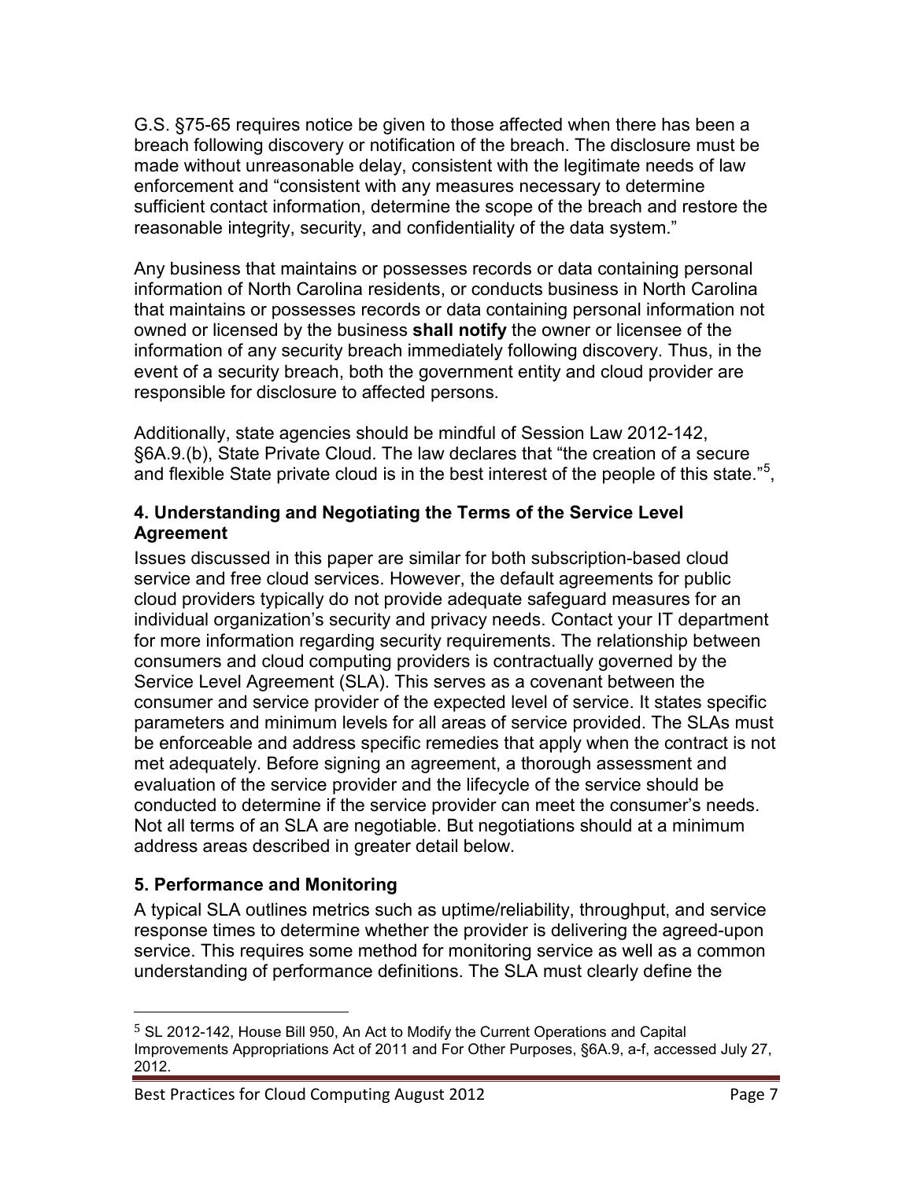G.S. §75-65 requires notice be given to those affected when there has been a breach following discovery or notification of the breach. The disclosure must be made without unreasonable delay, consistent with the legitimate needs of law enforcement and "consistent with any measures necessary to determine sufficient contact information, determine the scope of the breach and restore the reasonable integrity, security, and confidentiality of the data system."

Any business that maintains or possesses records or data containing personal information of North Carolina residents, or conducts business in North Carolina that maintains or possesses records or data containing personal information not owned or licensed by the business **shall notify** the owner or licensee of the information of any security breach immediately following discovery. Thus, in the event of a security breach, both the government entity and cloud provider are responsible for disclosure to affected persons.

Additionally, state agencies should be mindful of Session Law 2012-142, §6A.9.(b), State Private Cloud. The law declares that "the creation of a secure and flexible State private cloud is in the best interest of the people of this state."[5],

### 4. Understanding and Negotiating the Terms of the Service Level Agreement

Issues discussed in this paper are similar for both subscription-based cloud service and free cloud services. However, the default agreements for public cloud providers typically do not provide adequate safeguard measures for an individual organization's security and privacy needs. Contact your IT department for more information regarding security requirements. The relationship between consumers and cloud computing providers is contractually governed by the Service Level Agreement (SLA). This serves as a covenant between the consumer and service provider of the expected level of service. It states specific parameters and minimum levels for all areas of service provided. The SLAs must be enforceable and address specific remedies that apply when the contract is not met adequately. Before signing an agreement, a thorough assessment and evaluation of the service provider and the lifecycle of the service should be conducted to determine if the service provider can meet the consumer's needs. Not all terms of an SLA are negotiable. But negotiations should at a minimum address areas described in greater detail below.

### 5. Performance and Monitoring

A typical SLA outlines metrics such as uptime/reliability, throughput, and service response times to determine whether the provider is delivering the agreed-upon service. This requires some method for monitoring service as well as a common understanding of performance definitions. The SLA must clearly define the

---

[5] SL 2012-142, House Bill 950, An Act to Modify the Current Operations and Capital Improvements Appropriations Act of 2011 and For Other Purposes, §6A.9, a-f, accessed July 27, 2012.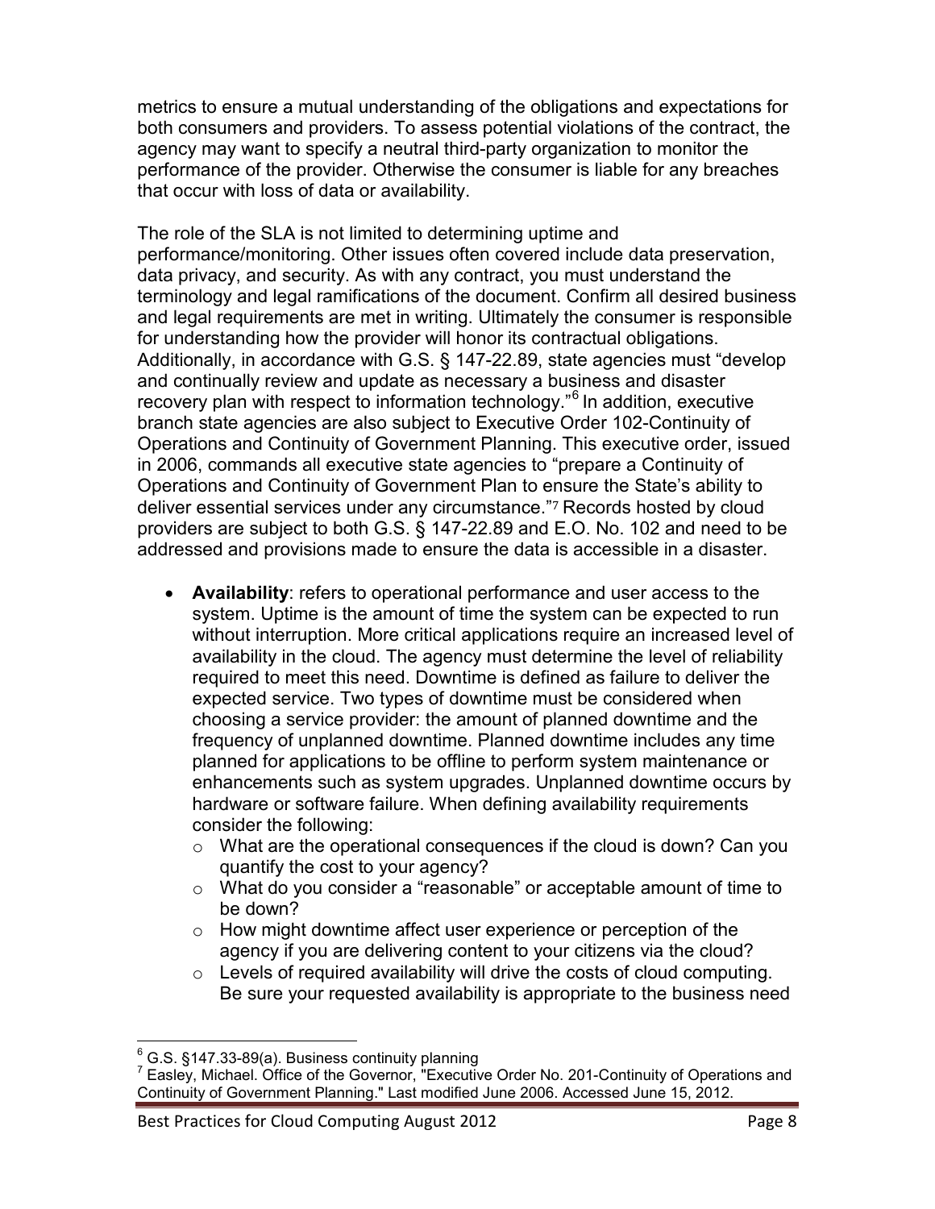metrics to ensure a mutual understanding of the obligations and expectations for both consumers and providers. To assess potential violations of the contract, the agency may want to specify a neutral third-party organization to monitor the performance of the provider. Otherwise the consumer is liable for any breaches that occur with loss of data or availability.

The role of the SLA is not limited to determining uptime and performance/monitoring. Other issues often covered include data preservation, data privacy, and security. As with any contract, you must understand the terminology and legal ramifications of the document. Confirm all desired business and legal requirements are met in writing. Ultimately the consumer is responsible for understanding how the provider will honor its contractual obligations. Additionally, in accordance with G.S. § 147-22.89, state agencies must "develop and continually review and update as necessary a business and disaster recovery plan with respect to information technology."[6] In addition, executive branch state agencies are also subject to Executive Order 102-Continuity of Operations and Continuity of Government Planning. This executive order, issued in 2006, commands all executive state agencies to "prepare a Continuity of Operations and Continuity of Government Plan to ensure the State's ability to deliver essential services under any circumstance."[7] Records hosted by cloud providers are subject to both G.S. § 147-22.89 and E.O. No. 102 and need to be addressed and provisions made to ensure the data is accessible in a disaster.

- **Availability**: refers to operational performance and user access to the system. Uptime is the amount of time the system can be expected to run without interruption. More critical applications require an increased level of availability in the cloud. The agency must determine the level of reliability required to meet this need. Downtime is defined as failure to deliver the expected service. Two types of downtime must be considered when choosing a service provider: the amount of planned downtime and the frequency of unplanned downtime. Planned downtime includes any time planned for applications to be offline to perform system maintenance or enhancements such as system upgrades. Unplanned downtime occurs by hardware or software failure. When defining availability requirements consider the following:
  - What are the operational consequences if the cloud is down? Can you quantify the cost to your agency?
  - What do you consider a "reasonable" or acceptable amount of time to be down?
  - How might downtime affect user experience or perception of the agency if you are delivering content to your citizens via the cloud?
  - Levels of required availability will drive the costs of cloud computing. Be sure your requested availability is appropriate to the business need

[6] G.S. §147.33-89(a). Business continuity planning

[7] Easley, Michael. Office of the Governor, "Executive Order No. 201-Continuity of Operations and Continuity of Government Planning." Last modified June 2006. Accessed June 15, 2012.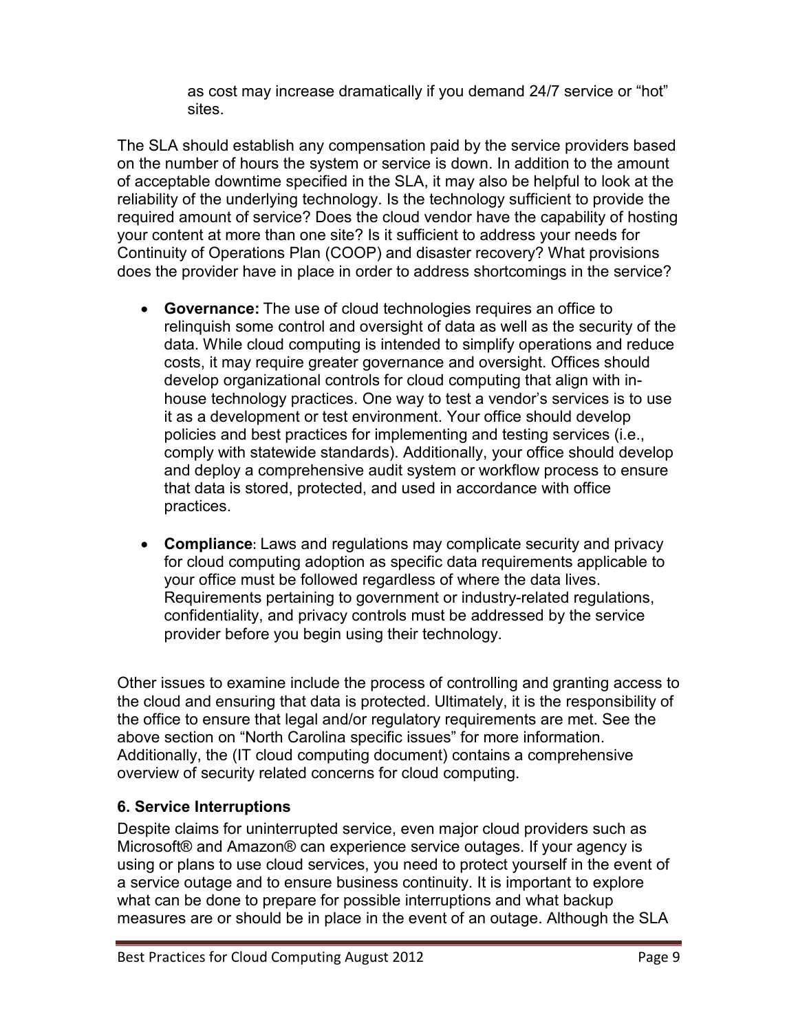as cost may increase dramatically if you demand 24/7 service or "hot" sites.

The SLA should establish any compensation paid by the service providers based on the number of hours the system or service is down. In addition to the amount of acceptable downtime specified in the SLA, it may also be helpful to look at the reliability of the underlying technology. Is the technology sufficient to provide the required amount of service? Does the cloud vendor have the capability of hosting your content at more than one site? Is it sufficient to address your needs for Continuity of Operations Plan (COOP) and disaster recovery? What provisions does the provider have in place in order to address shortcomings in the service?

- **Governance:** The use of cloud technologies requires an office to relinquish some control and oversight of data as well as the security of the data. While cloud computing is intended to simplify operations and reduce costs, it may require greater governance and oversight. Offices should develop organizational controls for cloud computing that align with in-house technology practices. One way to test a vendor's services is to use it as a development or test environment. Your office should develop policies and best practices for implementing and testing services (i.e., comply with statewide standards). Additionally, your office should develop and deploy a comprehensive audit system or workflow process to ensure that data is stored, protected, and used in accordance with office practices.

- **Compliance**: Laws and regulations may complicate security and privacy for cloud computing adoption as specific data requirements applicable to your office must be followed regardless of where the data lives. Requirements pertaining to government or industry-related regulations, confidentiality, and privacy controls must be addressed by the service provider before you begin using their technology.

Other issues to examine include the process of controlling and granting access to the cloud and ensuring that data is protected. Ultimately, it is the responsibility of the office to ensure that legal and/or regulatory requirements are met. See the above section on "North Carolina specific issues" for more information. Additionally, the (IT cloud computing document) contains a comprehensive overview of security related concerns for cloud computing.

### 6. Service Interruptions

Despite claims for uninterrupted service, even major cloud providers such as Microsoft® and Amazon® can experience service outages. If your agency is using or plans to use cloud services, you need to protect yourself in the event of a service outage and to ensure business continuity. It is important to explore what can be done to prepare for possible interruptions and what backup measures are or should be in place in the event of an outage. Although the SLA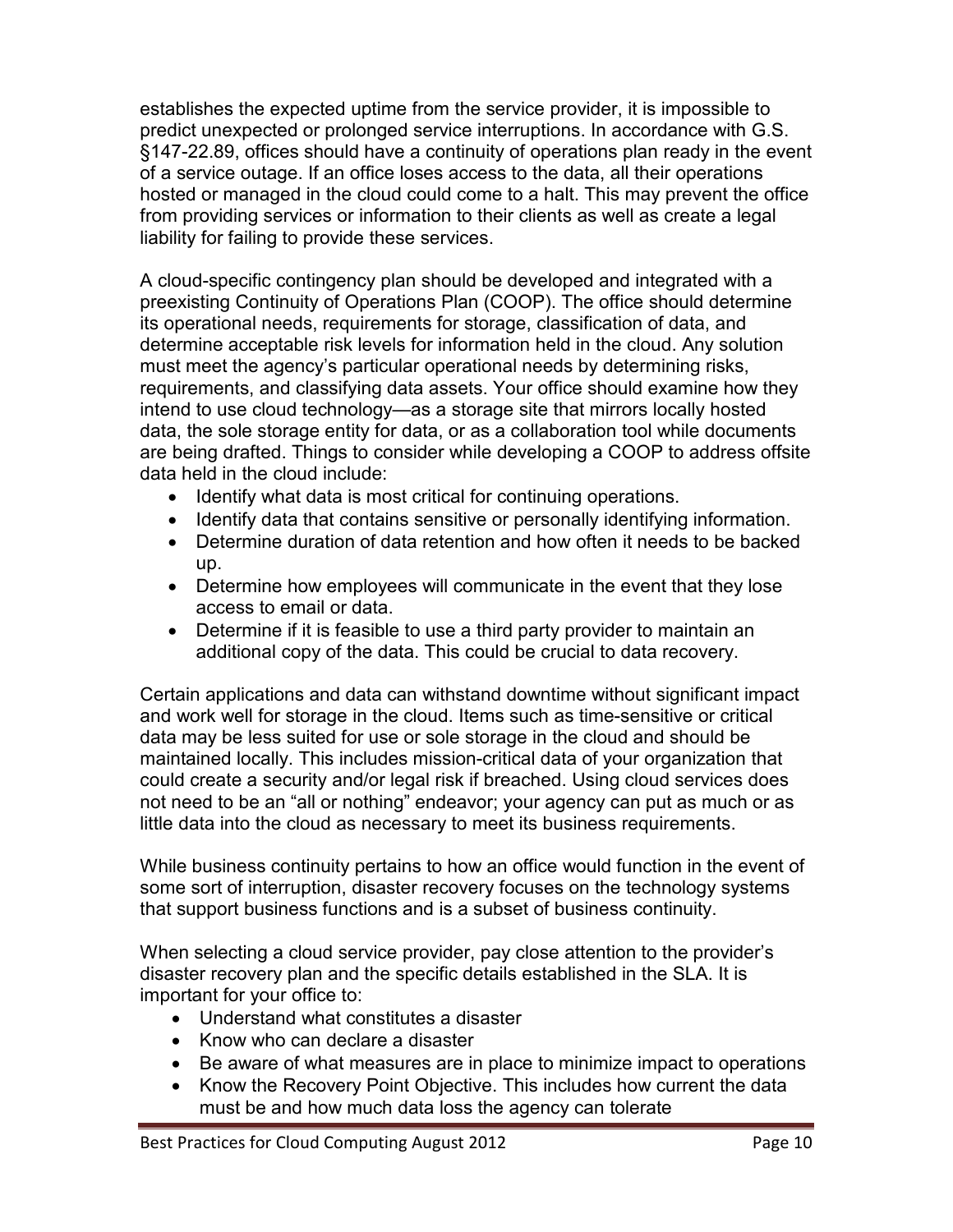establishes the expected uptime from the service provider, it is impossible to predict unexpected or prolonged service interruptions. In accordance with G.S. §147-22.89, offices should have a continuity of operations plan ready in the event of a service outage. If an office loses access to the data, all their operations hosted or managed in the cloud could come to a halt. This may prevent the office from providing services or information to their clients as well as create a legal liability for failing to provide these services.

A cloud-specific contingency plan should be developed and integrated with a preexisting Continuity of Operations Plan (COOP). The office should determine its operational needs, requirements for storage, classification of data, and determine acceptable risk levels for information held in the cloud. Any solution must meet the agency's particular operational needs by determining risks, requirements, and classifying data assets. Your office should examine how they intend to use cloud technology—as a storage site that mirrors locally hosted data, the sole storage entity for data, or as a collaboration tool while documents are being drafted. Things to consider while developing a COOP to address offsite data held in the cloud include:

- Identify what data is most critical for continuing operations.
- Identify data that contains sensitive or personally identifying information.
- Determine duration of data retention and how often it needs to be backed up.
- Determine how employees will communicate in the event that they lose access to email or data.
- Determine if it is feasible to use a third party provider to maintain an additional copy of the data. This could be crucial to data recovery.

Certain applications and data can withstand downtime without significant impact and work well for storage in the cloud. Items such as time-sensitive or critical data may be less suited for use or sole storage in the cloud and should be maintained locally. This includes mission-critical data of your organization that could create a security and/or legal risk if breached. Using cloud services does not need to be an "all or nothing" endeavor; your agency can put as much or as little data into the cloud as necessary to meet its business requirements.

While business continuity pertains to how an office would function in the event of some sort of interruption, disaster recovery focuses on the technology systems that support business functions and is a subset of business continuity.

When selecting a cloud service provider, pay close attention to the provider's disaster recovery plan and the specific details established in the SLA. It is important for your office to:

- Understand what constitutes a disaster
- Know who can declare a disaster
- Be aware of what measures are in place to minimize impact to operations
- Know the Recovery Point Objective. This includes how current the data must be and how much data loss the agency can tolerate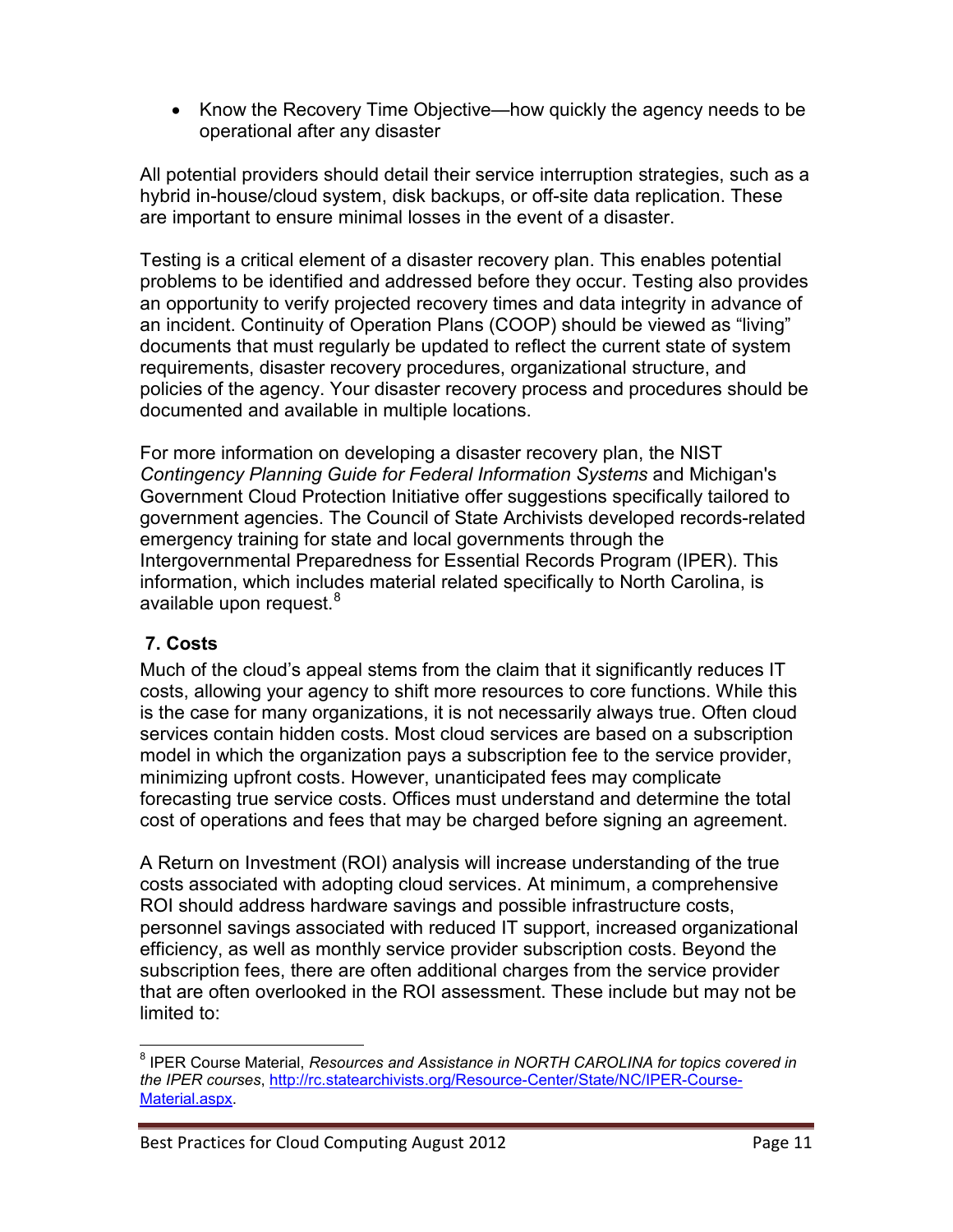- Know the Recovery Time Objective—how quickly the agency needs to be operational after any disaster

All potential providers should detail their service interruption strategies, such as a hybrid in-house/cloud system, disk backups, or off-site data replication. These are important to ensure minimal losses in the event of a disaster.

Testing is a critical element of a disaster recovery plan. This enables potential problems to be identified and addressed before they occur. Testing also provides an opportunity to verify projected recovery times and data integrity in advance of an incident. Continuity of Operation Plans (COOP) should be viewed as "living" documents that must regularly be updated to reflect the current state of system requirements, disaster recovery procedures, organizational structure, and policies of the agency. Your disaster recovery process and procedures should be documented and available in multiple locations.

For more information on developing a disaster recovery plan, the NIST *Contingency Planning Guide for Federal Information Systems* and Michigan's Government Cloud Protection Initiative offer suggestions specifically tailored to government agencies. The Council of State Archivists developed records-related emergency training for state and local governments through the Intergovernmental Preparedness for Essential Records Program (IPER). This information, which includes material related specifically to North Carolina, is available upon request.[8]

### 7. Costs

Much of the cloud's appeal stems from the claim that it significantly reduces IT costs, allowing your agency to shift more resources to core functions. While this is the case for many organizations, it is not necessarily always true. Often cloud services contain hidden costs. Most cloud services are based on a subscription model in which the organization pays a subscription fee to the service provider, minimizing upfront costs. However, unanticipated fees may complicate forecasting true service costs. Offices must understand and determine the total cost of operations and fees that may be charged before signing an agreement.

A Return on Investment (ROI) analysis will increase understanding of the true costs associated with adopting cloud services. At minimum, a comprehensive ROI should address hardware savings and possible infrastructure costs, personnel savings associated with reduced IT support, increased organizational efficiency, as well as monthly service provider subscription costs. Beyond the subscription fees, there are often additional charges from the service provider that are often overlooked in the ROI assessment. These include but may not be limited to:

---

[8] IPER Course Material, *Resources and Assistance in NORTH CAROLINA for topics covered in the IPER courses*, http://rc.statearchivists.org/Resource-Center/State/NC/IPER-Course-Material.aspx.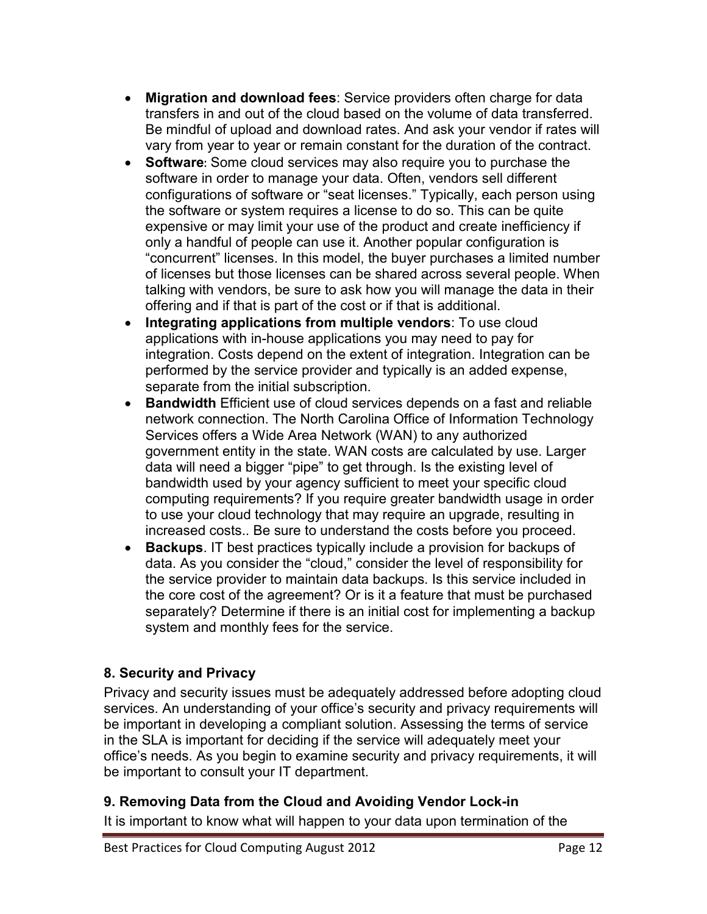- **Migration and download fees**: Service providers often charge for data transfers in and out of the cloud based on the volume of data transferred. Be mindful of upload and download rates. And ask your vendor if rates will vary from year to year or remain constant for the duration of the contract.
- **Software**: Some cloud services may also require you to purchase the software in order to manage your data. Often, vendors sell different configurations of software or "seat licenses." Typically, each person using the software or system requires a license to do so. This can be quite expensive or may limit your use of the product and create inefficiency if only a handful of people can use it. Another popular configuration is "concurrent" licenses. In this model, the buyer purchases a limited number of licenses but those licenses can be shared across several people. When talking with vendors, be sure to ask how you will manage the data in their offering and if that is part of the cost or if that is additional.
- **Integrating applications from multiple vendors**: To use cloud applications with in-house applications you may need to pay for integration. Costs depend on the extent of integration. Integration can be performed by the service provider and typically is an added expense, separate from the initial subscription.
- **Bandwidth** Efficient use of cloud services depends on a fast and reliable network connection. The North Carolina Office of Information Technology Services offers a Wide Area Network (WAN) to any authorized government entity in the state. WAN costs are calculated by use. Larger data will need a bigger "pipe" to get through. Is the existing level of bandwidth used by your agency sufficient to meet your specific cloud computing requirements? If you require greater bandwidth usage in order to use your cloud technology that may require an upgrade, resulting in increased costs.. Be sure to understand the costs before you proceed.
- **Backups**. IT best practices typically include a provision for backups of data. As you consider the "cloud," consider the level of responsibility for the service provider to maintain data backups. Is this service included in the core cost of the agreement? Or is it a feature that must be purchased separately? Determine if there is an initial cost for implementing a backup system and monthly fees for the service.

### 8. Security and Privacy

Privacy and security issues must be adequately addressed before adopting cloud services. An understanding of your office's security and privacy requirements will be important in developing a compliant solution. Assessing the terms of service in the SLA is important for deciding if the service will adequately meet your office's needs. As you begin to examine security and privacy requirements, it will be important to consult your IT department.

### 9. Removing Data from the Cloud and Avoiding Vendor Lock-in

It is important to know what will happen to your data upon termination of the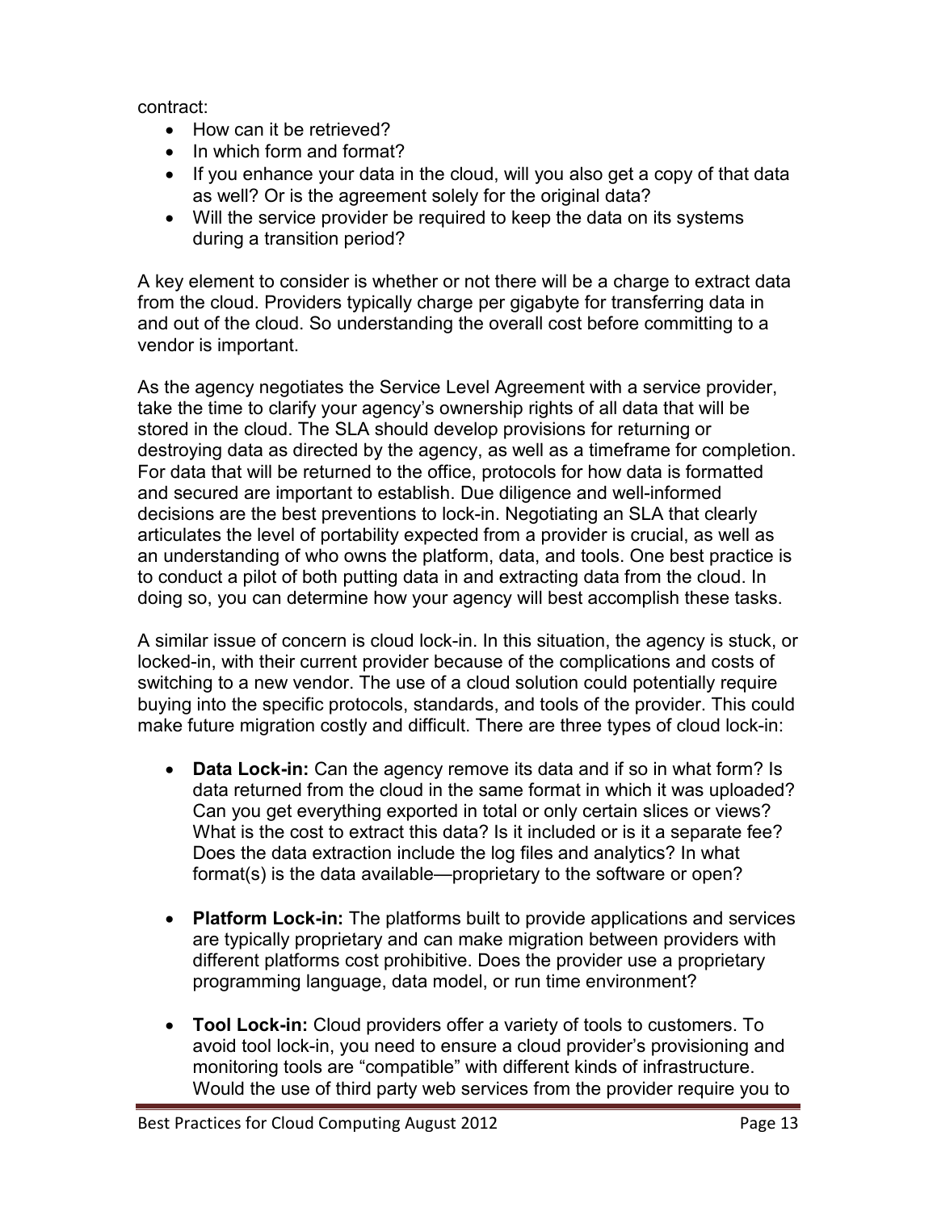contract:

- How can it be retrieved?
- In which form and format?
- If you enhance your data in the cloud, will you also get a copy of that data as well? Or is the agreement solely for the original data?
- Will the service provider be required to keep the data on its systems during a transition period?

A key element to consider is whether or not there will be a charge to extract data from the cloud. Providers typically charge per gigabyte for transferring data in and out of the cloud. So understanding the overall cost before committing to a vendor is important.

As the agency negotiates the Service Level Agreement with a service provider, take the time to clarify your agency's ownership rights of all data that will be stored in the cloud. The SLA should develop provisions for returning or destroying data as directed by the agency, as well as a timeframe for completion. For data that will be returned to the office, protocols for how data is formatted and secured are important to establish. Due diligence and well-informed decisions are the best preventions to lock-in. Negotiating an SLA that clearly articulates the level of portability expected from a provider is crucial, as well as an understanding of who owns the platform, data, and tools. One best practice is to conduct a pilot of both putting data in and extracting data from the cloud. In doing so, you can determine how your agency will best accomplish these tasks.

A similar issue of concern is cloud lock-in. In this situation, the agency is stuck, or locked-in, with their current provider because of the complications and costs of switching to a new vendor. The use of a cloud solution could potentially require buying into the specific protocols, standards, and tools of the provider. This could make future migration costly and difficult. There are three types of cloud lock-in:

- **Data Lock-in:** Can the agency remove its data and if so in what form? Is data returned from the cloud in the same format in which it was uploaded? Can you get everything exported in total or only certain slices or views? What is the cost to extract this data? Is it included or is it a separate fee? Does the data extraction include the log files and analytics? In what format(s) is the data available—proprietary to the software or open?

- **Platform Lock-in:** The platforms built to provide applications and services are typically proprietary and can make migration between providers with different platforms cost prohibitive. Does the provider use a proprietary programming language, data model, or run time environment?

- **Tool Lock-in:** Cloud providers offer a variety of tools to customers. To avoid tool lock-in, you need to ensure a cloud provider's provisioning and monitoring tools are "compatible" with different kinds of infrastructure. Would the use of third party web services from the provider require you to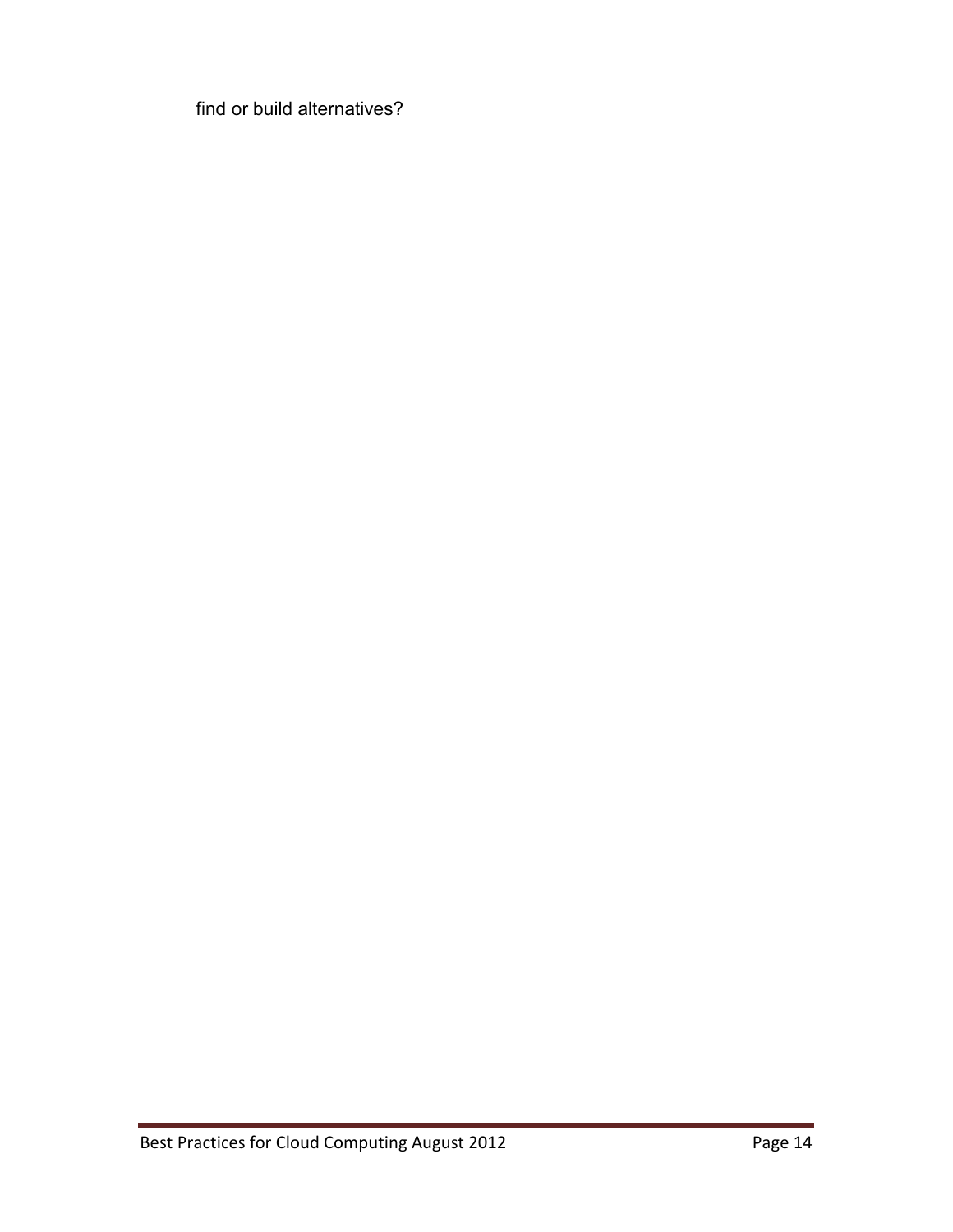find or build alternatives?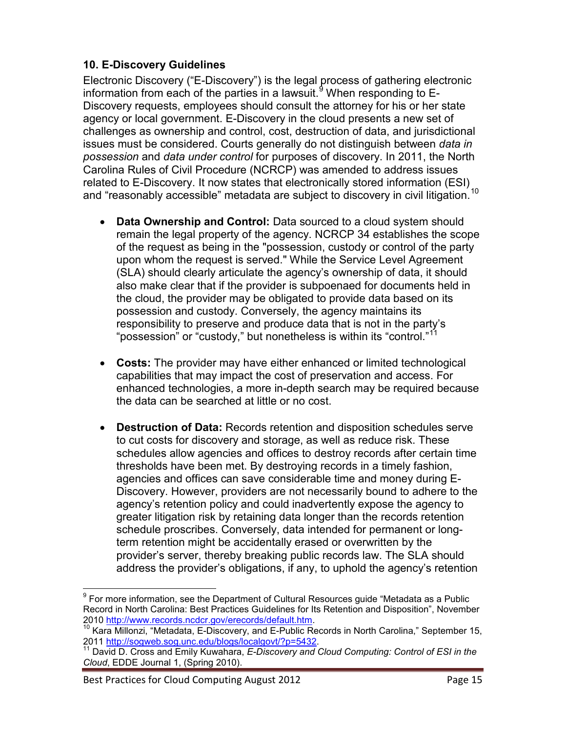### 10. E-Discovery Guidelines

Electronic Discovery ("E-Discovery") is the legal process of gathering electronic information from each of the parties in a lawsuit.[9] When responding to E-Discovery requests, employees should consult the attorney for his or her state agency or local government. E-Discovery in the cloud presents a new set of challenges as ownership and control, cost, destruction of data, and jurisdictional issues must be considered. Courts generally do not distinguish between *data in possession* and *data under control* for purposes of discovery. In 2011, the North Carolina Rules of Civil Procedure (NCRCP) was amended to address issues related to E-Discovery. It now states that electronically stored information (ESI) and "reasonably accessible" metadata are subject to discovery in civil litigation.[10]

- **Data Ownership and Control:** Data sourced to a cloud system should remain the legal property of the agency. NCRCP 34 establishes the scope of the request as being in the "possession, custody or control of the party upon whom the request is served." While the Service Level Agreement (SLA) should clearly articulate the agency's ownership of data, it should also make clear that if the provider is subpoenaed for documents held in the cloud, the provider may be obligated to provide data based on its possession and custody. Conversely, the agency maintains its responsibility to preserve and produce data that is not in the party's "possession" or "custody," but nonetheless is within its "control."[11]

- **Costs:** The provider may have either enhanced or limited technological capabilities that may impact the cost of preservation and access. For enhanced technologies, a more in-depth search may be required because the data can be searched at little or no cost.

- **Destruction of Data:** Records retention and disposition schedules serve to cut costs for discovery and storage, as well as reduce risk. These schedules allow agencies and offices to destroy records after certain time thresholds have been met. By destroying records in a timely fashion, agencies and offices can save considerable time and money during E-Discovery. However, providers are not necessarily bound to adhere to the agency's retention policy and could inadvertently expose the agency to greater litigation risk by retaining data longer than the records retention schedule proscribes. Conversely, data intended for permanent or long-term retention might be accidentally erased or overwritten by the provider's server, thereby breaking public records law. The SLA should address the provider's obligations, if any, to uphold the agency's retention

---

[9] For more information, see the Department of Cultural Resources guide "Metadata as a Public Record in North Carolina: Best Practices Guidelines for Its Retention and Disposition", November 2010 http://www.records.ncdcr.gov/erecords/default.htm.

[10] Kara Millonzi, "Metadata, E-Discovery, and E-Public Records in North Carolina," September 15, 2011 http://sogweb.sog.unc.edu/blogs/localgovt/?p=5432.

[11] David D. Cross and Emily Kuwahara, *E-Discovery and Cloud Computing: Control of ESI in the Cloud*, EDDE Journal 1, (Spring 2010).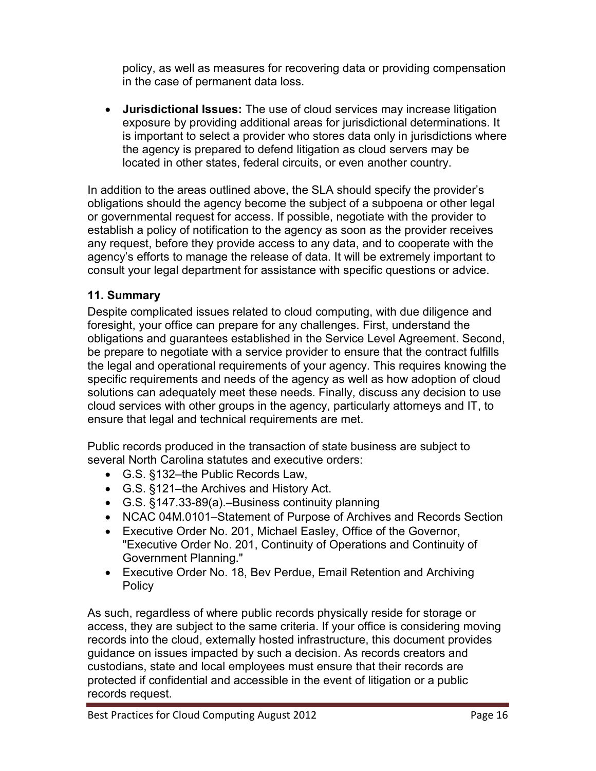policy, as well as measures for recovering data or providing compensation in the case of permanent data loss.

- **Jurisdictional Issues:** The use of cloud services may increase litigation exposure by providing additional areas for jurisdictional determinations. It is important to select a provider who stores data only in jurisdictions where the agency is prepared to defend litigation as cloud servers may be located in other states, federal circuits, or even another country.

In addition to the areas outlined above, the SLA should specify the provider's obligations should the agency become the subject of a subpoena or other legal or governmental request for access. If possible, negotiate with the provider to establish a policy of notification to the agency as soon as the provider receives any request, before they provide access to any data, and to cooperate with the agency's efforts to manage the release of data. It will be extremely important to consult your legal department for assistance with specific questions or advice.

### 11. Summary

Despite complicated issues related to cloud computing, with due diligence and foresight, your office can prepare for any challenges. First, understand the obligations and guarantees established in the Service Level Agreement. Second, be prepare to negotiate with a service provider to ensure that the contract fulfills the legal and operational requirements of your agency. This requires knowing the specific requirements and needs of the agency as well as how adoption of cloud solutions can adequately meet these needs. Finally, discuss any decision to use cloud services with other groups in the agency, particularly attorneys and IT, to ensure that legal and technical requirements are met.

Public records produced in the transaction of state business are subject to several North Carolina statutes and executive orders:

- G.S. §132–the Public Records Law,
- G.S. §121–the Archives and History Act.
- G.S. §147.33-89(a).–Business continuity planning
- NCAC 04M.0101–Statement of Purpose of Archives and Records Section
- Executive Order No. 201, Michael Easley, Office of the Governor, "Executive Order No. 201, Continuity of Operations and Continuity of Government Planning."
- Executive Order No. 18, Bev Perdue, Email Retention and Archiving Policy

As such, regardless of where public records physically reside for storage or access, they are subject to the same criteria. If your office is considering moving records into the cloud, externally hosted infrastructure, this document provides guidance on issues impacted by such a decision. As records creators and custodians, state and local employees must ensure that their records are protected if confidential and accessible in the event of litigation or a public records request.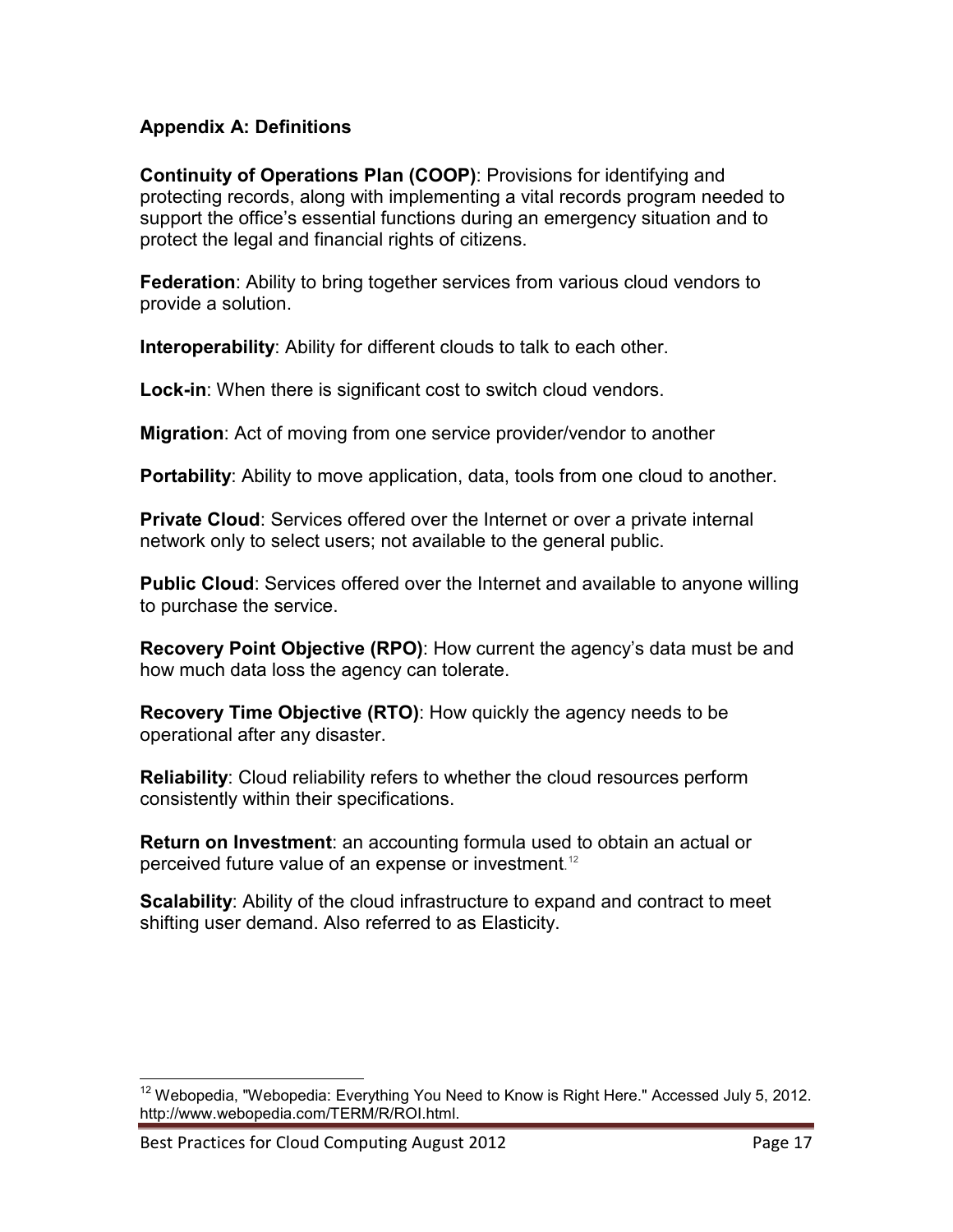## Appendix A: Definitions

**Continuity of Operations Plan (COOP)**: Provisions for identifying and protecting records, along with implementing a vital records program needed to support the office's essential functions during an emergency situation and to protect the legal and financial rights of citizens.

**Federation**: Ability to bring together services from various cloud vendors to provide a solution.

**Interoperability**: Ability for different clouds to talk to each other.

**Lock-in**: When there is significant cost to switch cloud vendors.

**Migration**: Act of moving from one service provider/vendor to another

**Portability**: Ability to move application, data, tools from one cloud to another.

**Private Cloud**: Services offered over the Internet or over a private internal network only to select users; not available to the general public.

**Public Cloud**: Services offered over the Internet and available to anyone willing to purchase the service.

**Recovery Point Objective (RPO)**: How current the agency's data must be and how much data loss the agency can tolerate.

**Recovery Time Objective (RTO)**: How quickly the agency needs to be operational after any disaster.

**Reliability**: Cloud reliability refers to whether the cloud resources perform consistently within their specifications.

**Return on Investment**: an accounting formula used to obtain an actual or perceived future value of an expense or investment.[12]

**Scalability**: Ability of the cloud infrastructure to expand and contract to meet shifting user demand. Also referred to as Elasticity.

---

[12] Webopedia, "Webopedia: Everything You Need to Know is Right Here." Accessed July 5, 2012. http://www.webopedia.com/TERM/R/ROI.html.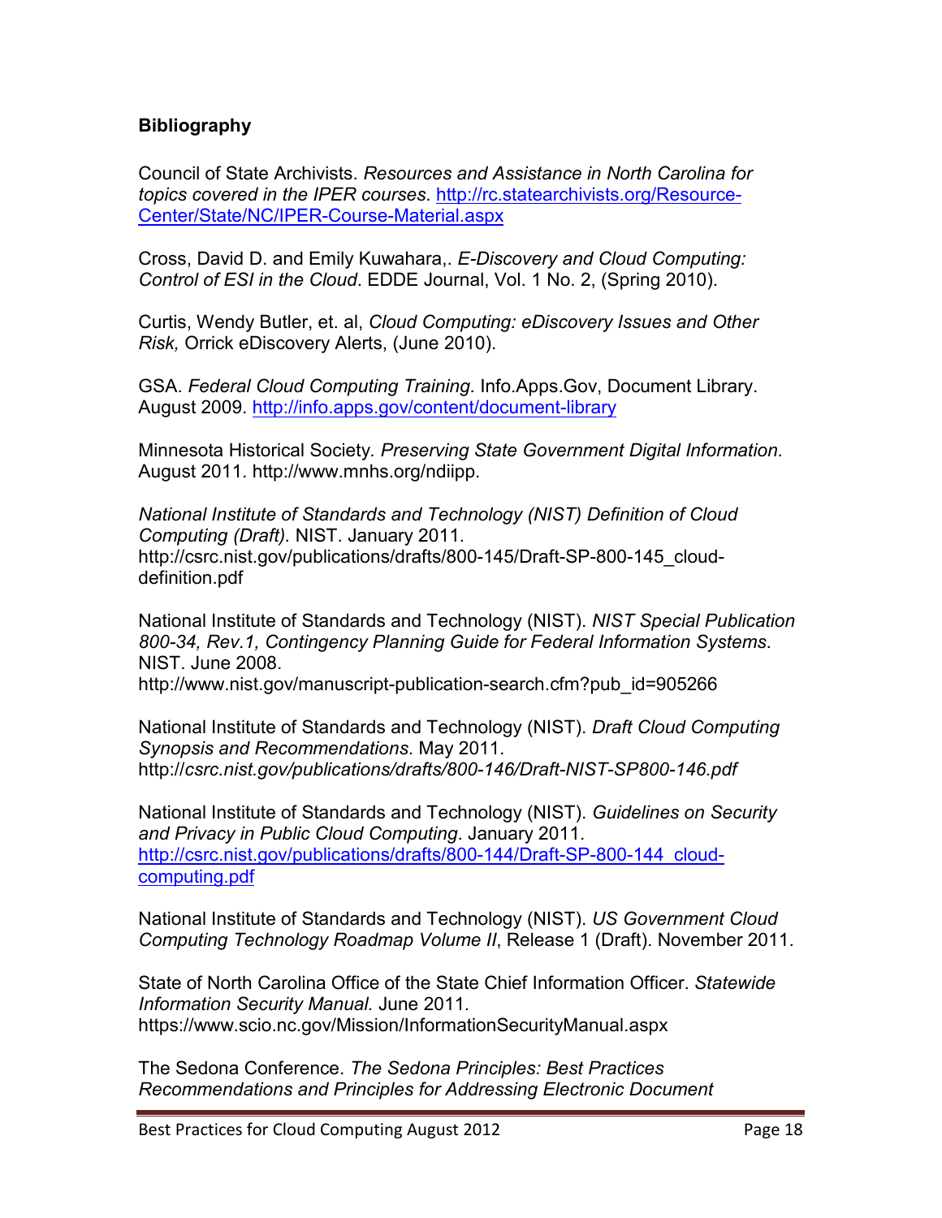**Bibliography**

Council of State Archivists. *Resources and Assistance in North Carolina for topics covered in the IPER courses*. http://rc.statearchivists.org/Resource-Center/State/NC/IPER-Course-Material.aspx

Cross, David D. and Emily Kuwahara,. *E-Discovery and Cloud Computing: Control of ESI in the Cloud*. EDDE Journal, Vol. 1 No. 2, (Spring 2010).

Curtis, Wendy Butler, et. al, *Cloud Computing: eDiscovery Issues and Other Risk,* Orrick eDiscovery Alerts, (June 2010).

GSA. *Federal Cloud Computing Training*. Info.Apps.Gov, Document Library. August 2009. http://info.apps.gov/content/document-library

Minnesota Historical Society. *Preserving State Government Digital Information*. August 2011. http://www.mnhs.org/ndiipp.

*National Institute of Standards and Technology (NIST) Definition of Cloud Computing (Draft).* NIST. January 2011. http://csrc.nist.gov/publications/drafts/800-145/Draft-SP-800-145_cloud-definition.pdf

National Institute of Standards and Technology (NIST). *NIST Special Publication 800-34, Rev.1, Contingency Planning Guide for Federal Information Systems*. NIST. June 2008. http://www.nist.gov/manuscript-publication-search.cfm?pub_id=905266

National Institute of Standards and Technology (NIST). *Draft Cloud Computing Synopsis and Recommendations*. May 2011. http://*csrc.nist.gov/publications/drafts/800-146/Draft-NIST-SP800-146.pdf*

National Institute of Standards and Technology (NIST). *Guidelines on Security and Privacy in Public Cloud Computing*. January 2011. http://csrc.nist.gov/publications/drafts/800-144/Draft-SP-800-144_cloud-computing.pdf

National Institute of Standards and Technology (NIST). *US Government Cloud Computing Technology Roadmap Volume II*, Release 1 (Draft). November 2011.

State of North Carolina Office of the State Chief Information Officer. *Statewide Information Security Manual.* June 2011. https://www.scio.nc.gov/Mission/InformationSecurityManual.aspx

The Sedona Conference. *The Sedona Principles: Best Practices Recommendations and Principles for Addressing Electronic Document*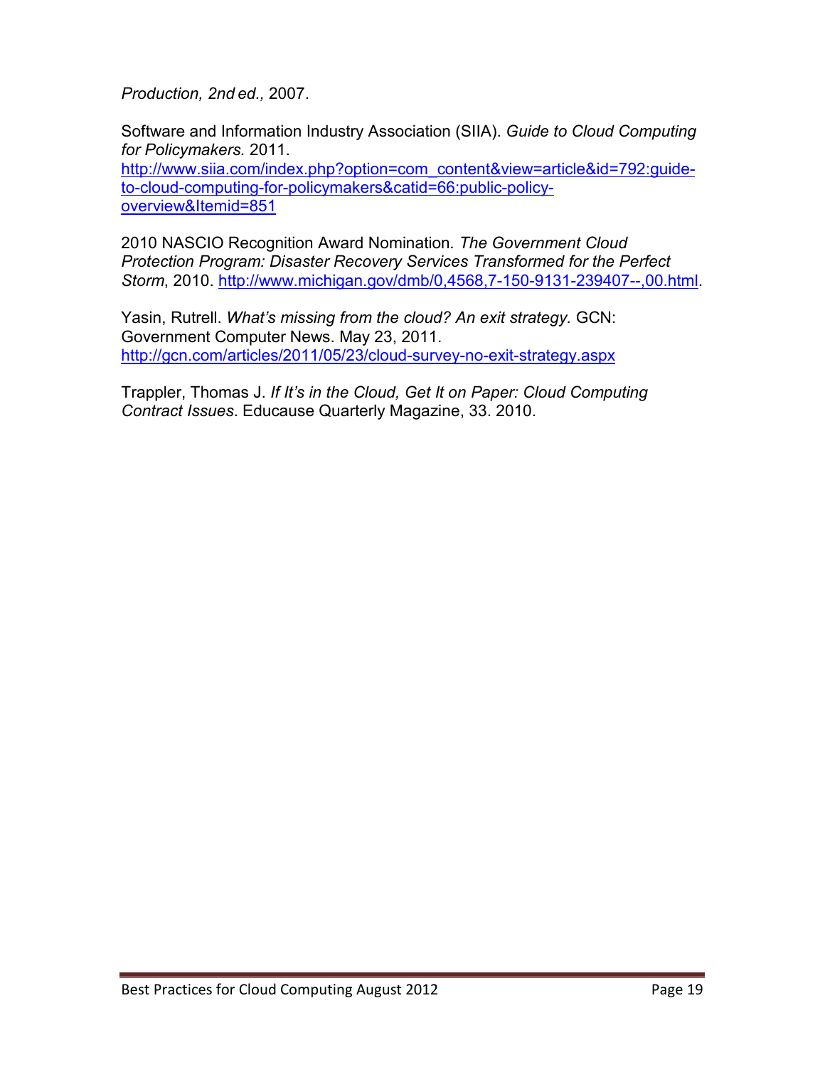*Production, 2nd ed.,* 2007.

Software and Information Industry Association (SIIA). *Guide to Cloud Computing for Policymakers.* 2011. http://www.siia.com/index.php?option=com_content&view=article&id=792:guide-to-cloud-computing-for-policymakers&catid=66:public-policy-overview&Itemid=851

2010 NASCIO Recognition Award Nomination*. The Government Cloud Protection Program: Disaster Recovery Services Transformed for the Perfect Storm*, 2010. http://www.michigan.gov/dmb/0,4568,7-150-9131-239407--,00.html.

Yasin, Rutrell. *What's missing from the cloud? An exit strategy.* GCN: Government Computer News. May 23, 2011. http://gcn.com/articles/2011/05/23/cloud-survey-no-exit-strategy.aspx

Trappler, Thomas J. *If It's in the Cloud, Get It on Paper: Cloud Computing Contract Issues*. Educause Quarterly Magazine, 33. 2010.